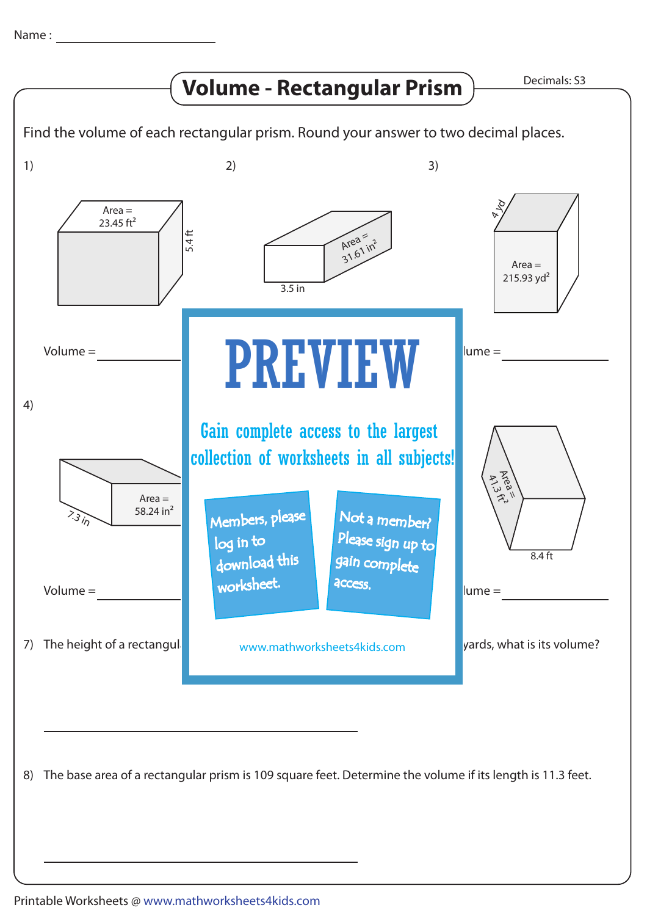Name : ________________

# Volume - Rectangular Prism

Decimals: S3

Find the volume of each rectangular prism. Round your answer to two decimal places.

1) Area = 23.45 ft$^2$, 5.4 ft

Volume = ________

2) Area = 31.61 in$^2$, 3.5 in

3) 4 yd, Area = 215.93 yd$^2$

lume = ________

4) Area = 58.24 in$^2$, 7.3 in

Volume = ________

Area = 41.3 ft$^2$, 8.4 ft

lume = ________

PREVIEW

Gain complete access to the largest collection of worksheets in all subjects!

Members, please log in to download this worksheet.

Not a member? Please sign up to gain complete access.

www.mathworksheets4kids.com

7) The height of a rectangul... yards, what is its volume?

________________________________

8) The base area of a rectangular prism is 109 square feet. Determine the volume if its length is 11.3 feet.

________________________________

Printable Worksheets @ www.mathworksheets4kids.com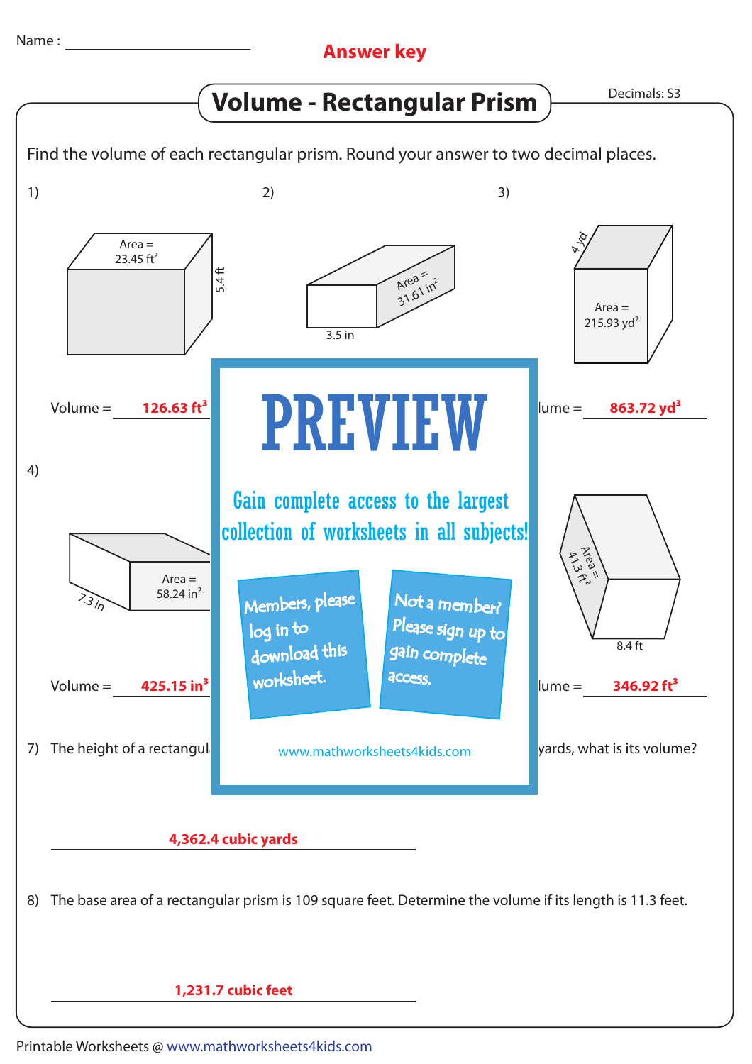Name : ____________________

**Answer key**

# Volume - Rectangular Prism

Decimals: S3

Find the volume of each rectangular prism. Round your answer to two decimal places.

1)

Area = 23.45 $ft^2$

5.4 ft

Volume = **126.63 $ft^3$**

2)

Area = 31.61 $in^2$

3.5 in

3)

4 yd

Area = 215.93 $yd^2$

Volume = **863.72 $yd^3$**

4)

Area = 58.24 $in^2$

7.3 in

Volume = **425.15 $in^3$**

6)

Area = 41.3 $ft^2$

8.4 ft

Volume = **346.92 $ft^3$**

**PREVIEW**

Gain complete access to the largest collection of worksheets in all subjects!

Members, please log in to download this worksheet.

Not a member? Please sign up to gain complete access.

www.mathworksheets4kids.com

7) The height of a rectangul... yards, what is its volume?

**4,362.4 cubic yards**

8) The base area of a rectangular prism is 109 square feet. Determine the volume if its length is 11.3 feet.

**1,231.7 cubic feet**

Printable Worksheets @ www.mathworksheets4kids.com